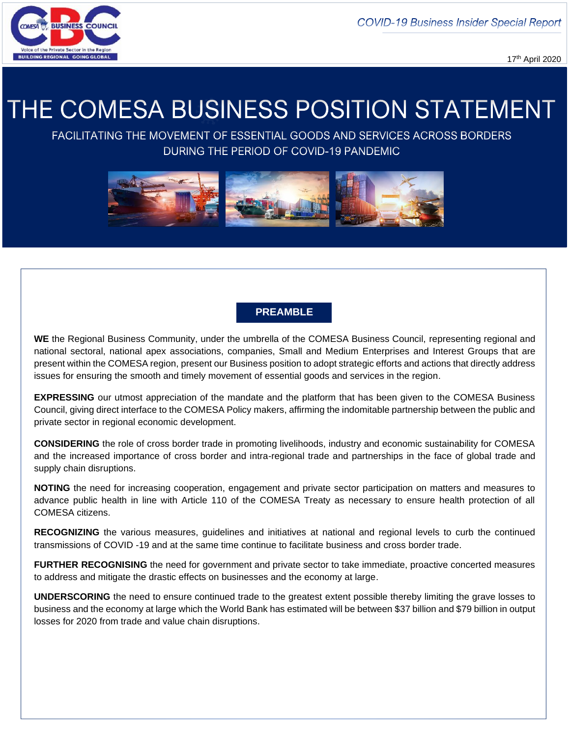*COVID-19 Business Insider Special Report*

17th April 2020

# THE COMESA BUSINESS POSITION STATEMENT

FACILITATING THE MOVEMENT OF ESSENTIAL GOODS AND SERVICES ACROSS BORDERS DURING THE PERIOD OF COVID-19 PANDEMIC

## PREAMBLE

**WE** the Regional Business Community, under the umbrella of the COMESA Business Council, representing regional and national sectoral, national apex associations, companies, Small and Medium Enterprises and Interest Groups that are present within the COMESA region, present our Business position to adopt strategic efforts and actions that directly address issues for ensuring the smooth and timely movement of essential goods and services in the region.

**EXPRESSING** our utmost appreciation of the mandate and the platform that has been given to the COMESA Business Council, giving direct interface to the COMESA Policy makers, affirming the indomitable partnership between the public and private sector in regional economic development.

**CONSIDERING** the role of cross border trade in promoting livelihoods, industry and economic sustainability for COMESA and the increased importance of cross border and intra-regional trade and partnerships in the face of global trade and supply chain disruptions.

**NOTING** the need for increasing cooperation, engagement and private sector participation on matters and measures to advance public health in line with Article 110 of the COMESA Treaty as necessary to ensure health protection of all COMESA citizens.

**RECOGNIZING** the various measures, guidelines and initiatives at national and regional levels to curb the continued transmissions of COVID -19 and at the same time continue to facilitate business and cross border trade.

**FURTHER RECOGNISING** the need for government and private sector to take immediate, proactive concerted measures to address and mitigate the drastic effects on businesses and the economy at large.

**UNDERSCORING** the need to ensure continued trade to the greatest extent possible thereby limiting the grave losses to business and the economy at large which the World Bank has estimated will be between $37 billion and $79 billion in output losses for 2020 from trade and value chain disruptions.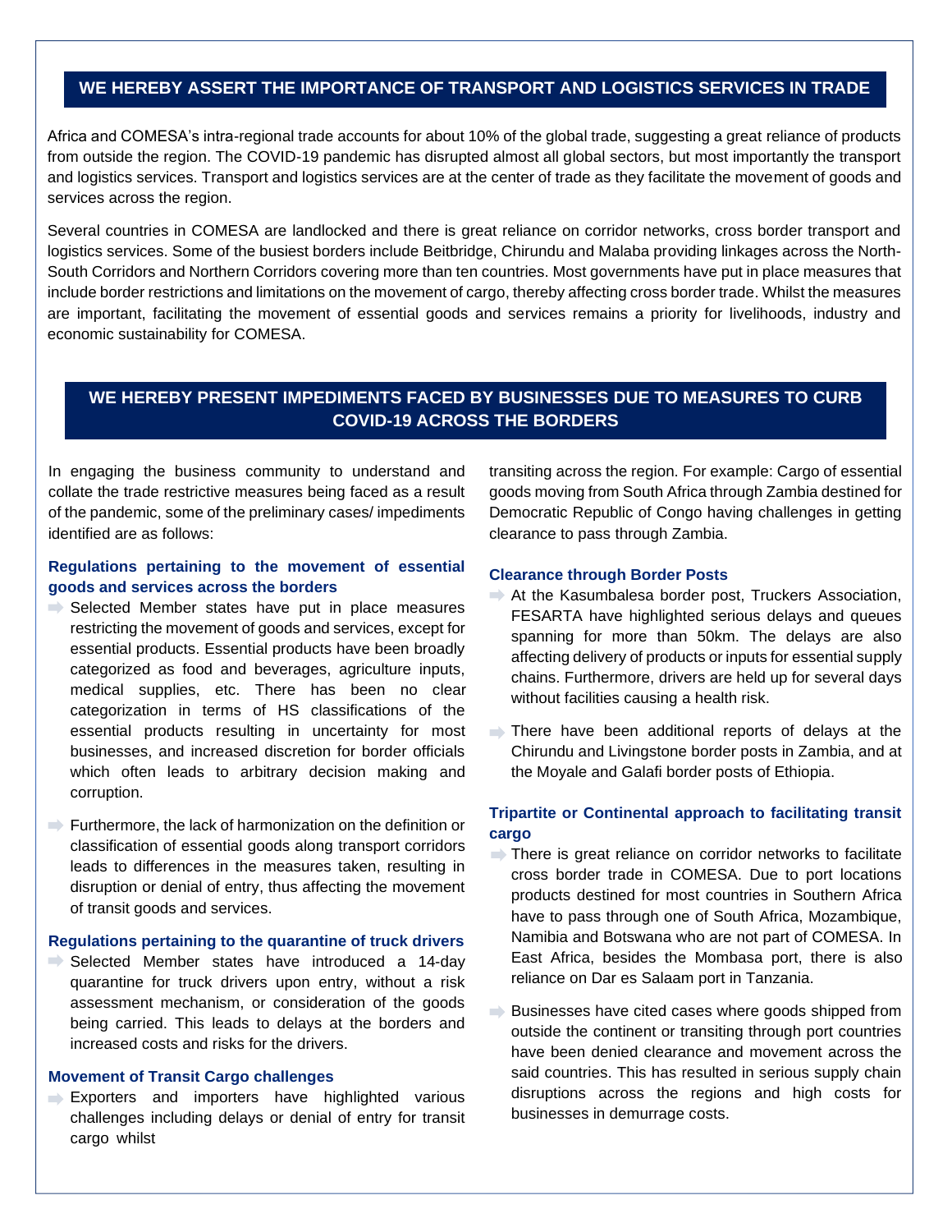## WE HEREBY ASSERT THE IMPORTANCE OF TRANSPORT AND LOGISTICS SERVICES IN TRADE

Africa and COMESA's intra-regional trade accounts for about 10% of the global trade, suggesting a great reliance of products from outside the region. The COVID-19 pandemic has disrupted almost all global sectors, but most importantly the transport and logistics services. Transport and logistics services are at the center of trade as they facilitate the movement of goods and services across the region.

Several countries in COMESA are landlocked and there is great reliance on corridor networks, cross border transport and logistics services. Some of the busiest borders include Beitbridge, Chirundu and Malaba providing linkages across the North-South Corridors and Northern Corridors covering more than ten countries. Most governments have put in place measures that include border restrictions and limitations on the movement of cargo, thereby affecting cross border trade. Whilst the measures are important, facilitating the movement of essential goods and services remains a priority for livelihoods, industry and economic sustainability for COMESA.

## WE HEREBY PRESENT IMPEDIMENTS FACED BY BUSINESSES DUE TO MEASURES TO CURB COVID-19 ACROSS THE BORDERS

In engaging the business community to understand and collate the trade restrictive measures being faced as a result of the pandemic, some of the preliminary cases/ impediments identified are as follows:

### Regulations pertaining to the movement of essential goods and services across the borders

- Selected Member states have put in place measures restricting the movement of goods and services, except for essential products. Essential products have been broadly categorized as food and beverages, agriculture inputs, medical supplies, etc. There has been no clear categorization in terms of HS classifications of the essential products resulting in uncertainty for most businesses, and increased discretion for border officials which often leads to arbitrary decision making and corruption.
- Furthermore, the lack of harmonization on the definition or classification of essential goods along transport corridors leads to differences in the measures taken, resulting in disruption or denial of entry, thus affecting the movement of transit goods and services.

### Regulations pertaining to the quarantine of truck drivers

- Selected Member states have introduced a 14-day quarantine for truck drivers upon entry, without a risk assessment mechanism, or consideration of the goods being carried. This leads to delays at the borders and increased costs and risks for the drivers.

### Movement of Transit Cargo challenges

- Exporters and importers have highlighted various challenges including delays or denial of entry for transit cargo whilst transiting across the region. For example: Cargo of essential goods moving from South Africa through Zambia destined for Democratic Republic of Congo having challenges in getting clearance to pass through Zambia.

### Clearance through Border Posts

- At the Kasumbalesa border post, Truckers Association, FESARTA have highlighted serious delays and queues spanning for more than 50km. The delays are also affecting delivery of products or inputs for essential supply chains. Furthermore, drivers are held up for several days without facilities causing a health risk.
- There have been additional reports of delays at the Chirundu and Livingstone border posts in Zambia, and at the Moyale and Galafi border posts of Ethiopia.

### Tripartite or Continental approach to facilitating transit cargo

- There is great reliance on corridor networks to facilitate cross border trade in COMESA. Due to port locations products destined for most countries in Southern Africa have to pass through one of South Africa, Mozambique, Namibia and Botswana who are not part of COMESA. In East Africa, besides the Mombasa port, there is also reliance on Dar es Salaam port in Tanzania.
- Businesses have cited cases where goods shipped from outside the continent or transiting through port countries have been denied clearance and movement across the said countries. This has resulted in serious supply chain disruptions across the regions and high costs for businesses in demurrage costs.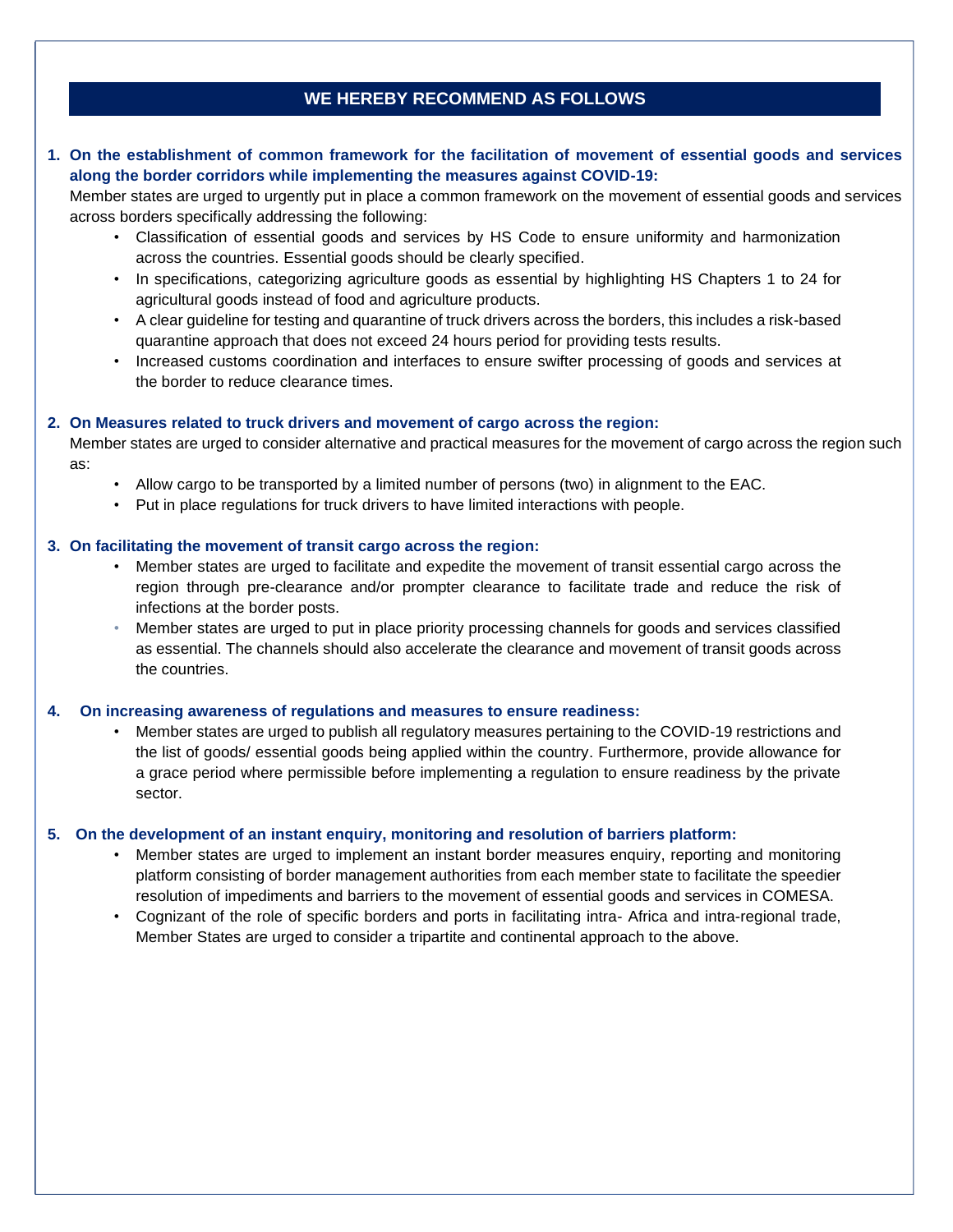## WE HEREBY RECOMMEND AS FOLLOWS

1. **On the establishment of common framework for the facilitation of movement of essential goods and services along the border corridors while implementing the measures against COVID-19:**

   Member states are urged to urgently put in place a common framework on the movement of essential goods and services across borders specifically addressing the following:

   - Classification of essential goods and services by HS Code to ensure uniformity and harmonization across the countries. Essential goods should be clearly specified.
   - In specifications, categorizing agriculture goods as essential by highlighting HS Chapters 1 to 24 for agricultural goods instead of food and agriculture products.
   - A clear guideline for testing and quarantine of truck drivers across the borders, this includes a risk-based quarantine approach that does not exceed 24 hours period for providing tests results.
   - Increased customs coordination and interfaces to ensure swifter processing of goods and services at the border to reduce clearance times.

2. **On Measures related to truck drivers and movement of cargo across the region:**

   Member states are urged to consider alternative and practical measures for the movement of cargo across the region such as:

   - Allow cargo to be transported by a limited number of persons (two) in alignment to the EAC.
   - Put in place regulations for truck drivers to have limited interactions with people.

3. **On facilitating the movement of transit cargo across the region:**

   - Member states are urged to facilitate and expedite the movement of transit essential cargo across the region through pre-clearance and/or prompter clearance to facilitate trade and reduce the risk of infections at the border posts.
   - Member states are urged to put in place priority processing channels for goods and services classified as essential. The channels should also accelerate the clearance and movement of transit goods across the countries.

4. **On increasing awareness of regulations and measures to ensure readiness:**

   - Member states are urged to publish all regulatory measures pertaining to the COVID-19 restrictions and the list of goods/ essential goods being applied within the country. Furthermore, provide allowance for a grace period where permissible before implementing a regulation to ensure readiness by the private sector.

5. **On the development of an instant enquiry, monitoring and resolution of barriers platform:**

   - Member states are urged to implement an instant border measures enquiry, reporting and monitoring platform consisting of border management authorities from each member state to facilitate the speedier resolution of impediments and barriers to the movement of essential goods and services in COMESA.
   - Cognizant of the role of specific borders and ports in facilitating intra- Africa and intra-regional trade, Member States are urged to consider a tripartite and continental approach to the above.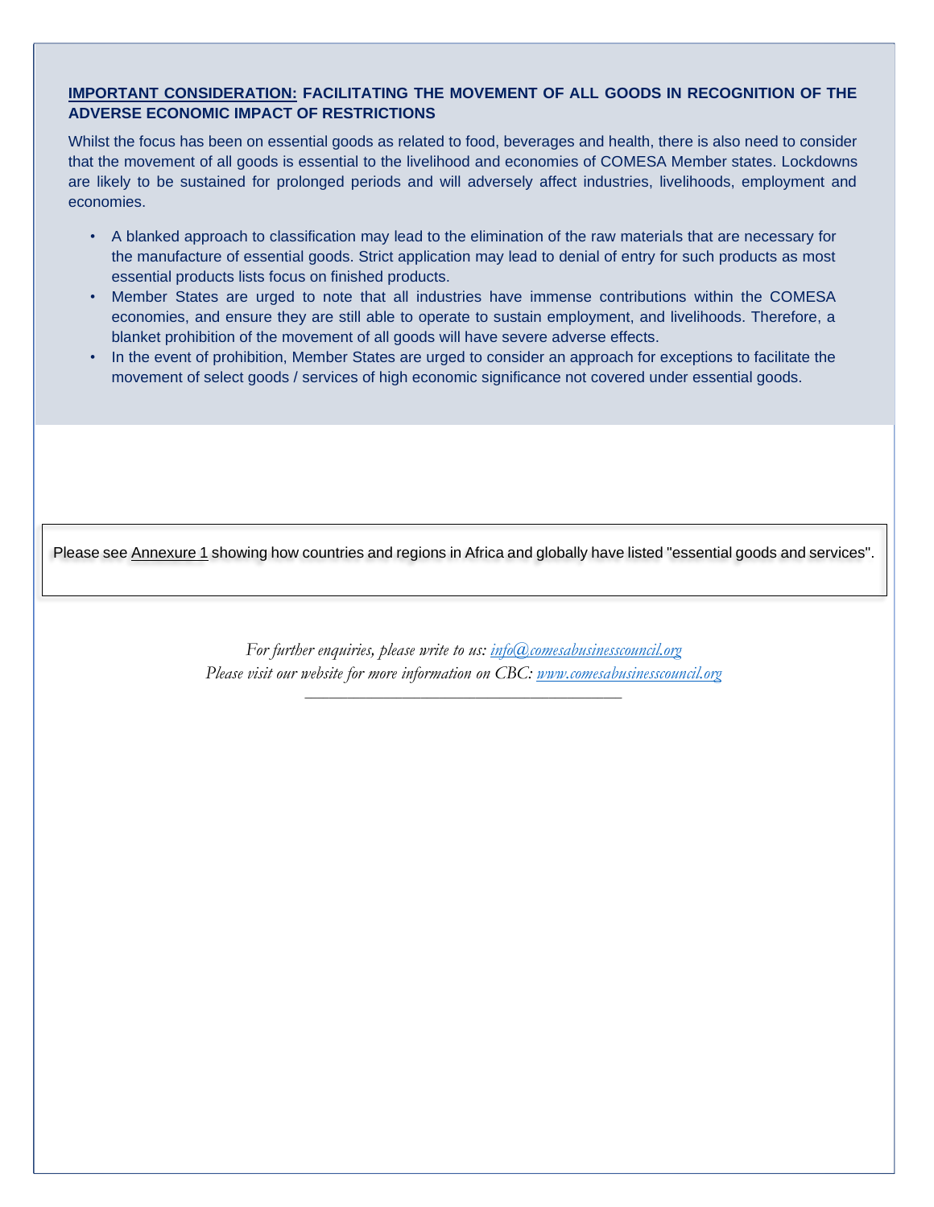## IMPORTANT CONSIDERATION: FACILITATING THE MOVEMENT OF ALL GOODS IN RECOGNITION OF THE ADVERSE ECONOMIC IMPACT OF RESTRICTIONS

Whilst the focus has been on essential goods as related to food, beverages and health, there is also need to consider that the movement of all goods is essential to the livelihood and economies of COMESA Member states. Lockdowns are likely to be sustained for prolonged periods and will adversely affect industries, livelihoods, employment and economies.

- A blanked approach to classification may lead to the elimination of the raw materials that are necessary for the manufacture of essential goods. Strict application may lead to denial of entry for such products as most essential products lists focus on finished products.
- Member States are urged to note that all industries have immense contributions within the COMESA economies, and ensure they are still able to operate to sustain employment, and livelihoods. Therefore, a blanket prohibition of the movement of all goods will have severe adverse effects.
- In the event of prohibition, Member States are urged to consider an approach for exceptions to facilitate the movement of select goods / services of high economic significance not covered under essential goods.

Please see Annexure 1 showing how countries and regions in Africa and globally have listed "essential goods and services".

*For further enquiries, please write to us: info@comesabusinesscouncil.org*
*Please visit our website for more information on CBC: www.comesabusinesscouncil.org*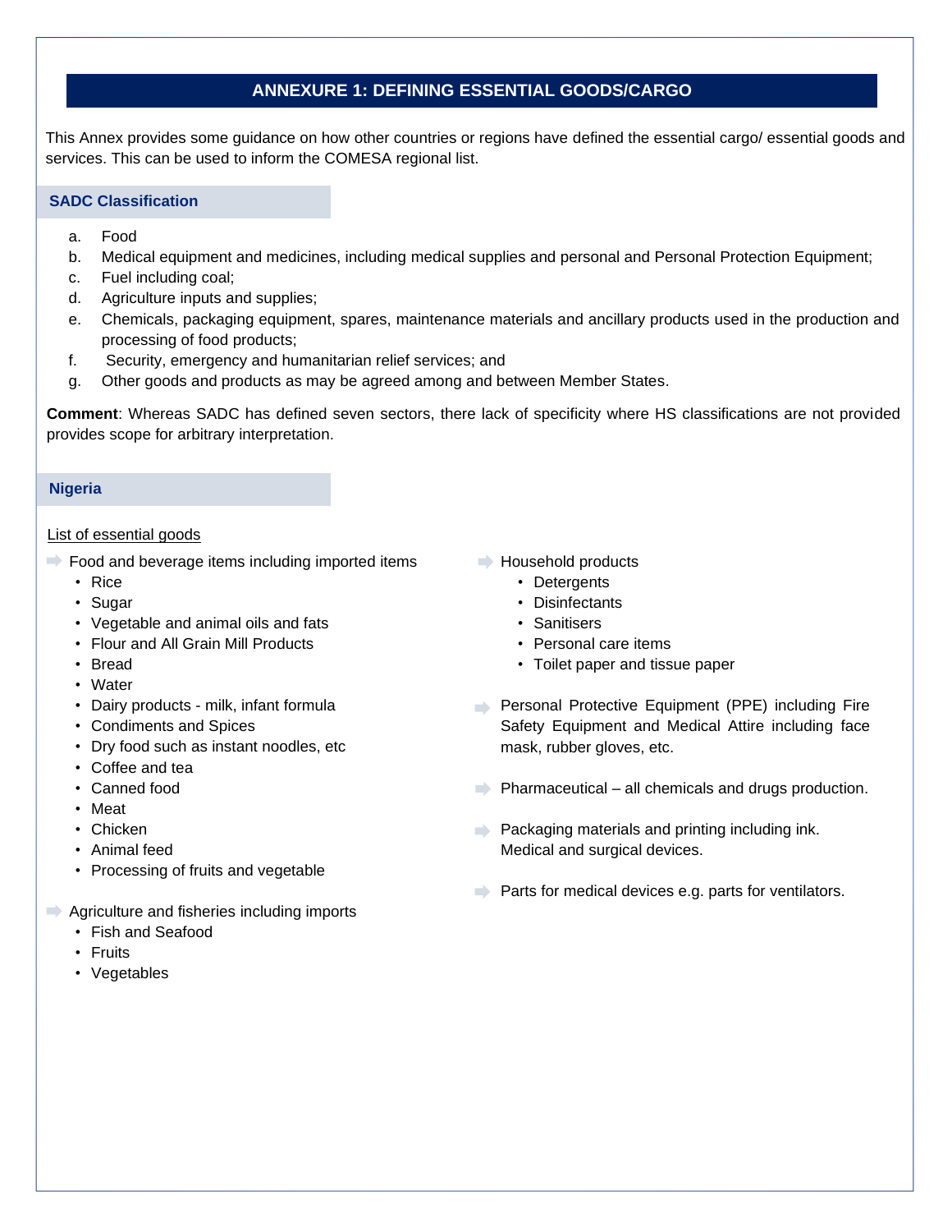# ANNEXURE 1: DEFINING ESSENTIAL GOODS/CARGO

This Annex provides some guidance on how other countries or regions have defined the essential cargo/ essential goods and services. This can be used to inform the COMESA regional list.

## SADC Classification

a. Food
b. Medical equipment and medicines, including medical supplies and personal and Personal Protection Equipment;
c. Fuel including coal;
d. Agriculture inputs and supplies;
e. Chemicals, packaging equipment, spares, maintenance materials and ancillary products used in the production and processing of food products;
f. Security, emergency and humanitarian relief services; and
g. Other goods and products as may be agreed among and between Member States.

**Comment**: Whereas SADC has defined seven sectors, there lack of specificity where HS classifications are not provided provides scope for arbitrary interpretation.

## Nigeria

List of essential goods

- Food and beverage items including imported items
  - Rice
  - Sugar
  - Vegetable and animal oils and fats
  - Flour and All Grain Mill Products
  - Bread
  - Water
  - Dairy products - milk, infant formula
  - Condiments and Spices
  - Dry food such as instant noodles, etc
  - Coffee and tea
  - Canned food
  - Meat
  - Chicken
  - Animal feed
  - Processing of fruits and vegetable
- Agriculture and fisheries including imports
  - Fish and Seafood
  - Fruits
  - Vegetables
- Household products
  - Detergents
  - Disinfectants
  - Sanitisers
  - Personal care items
  - Toilet paper and tissue paper
- Personal Protective Equipment (PPE) including Fire Safety Equipment and Medical Attire including face mask, rubber gloves, etc.
- Pharmaceutical – all chemicals and drugs production.
- Packaging materials and printing including ink. Medical and surgical devices.
- Parts for medical devices e.g. parts for ventilators.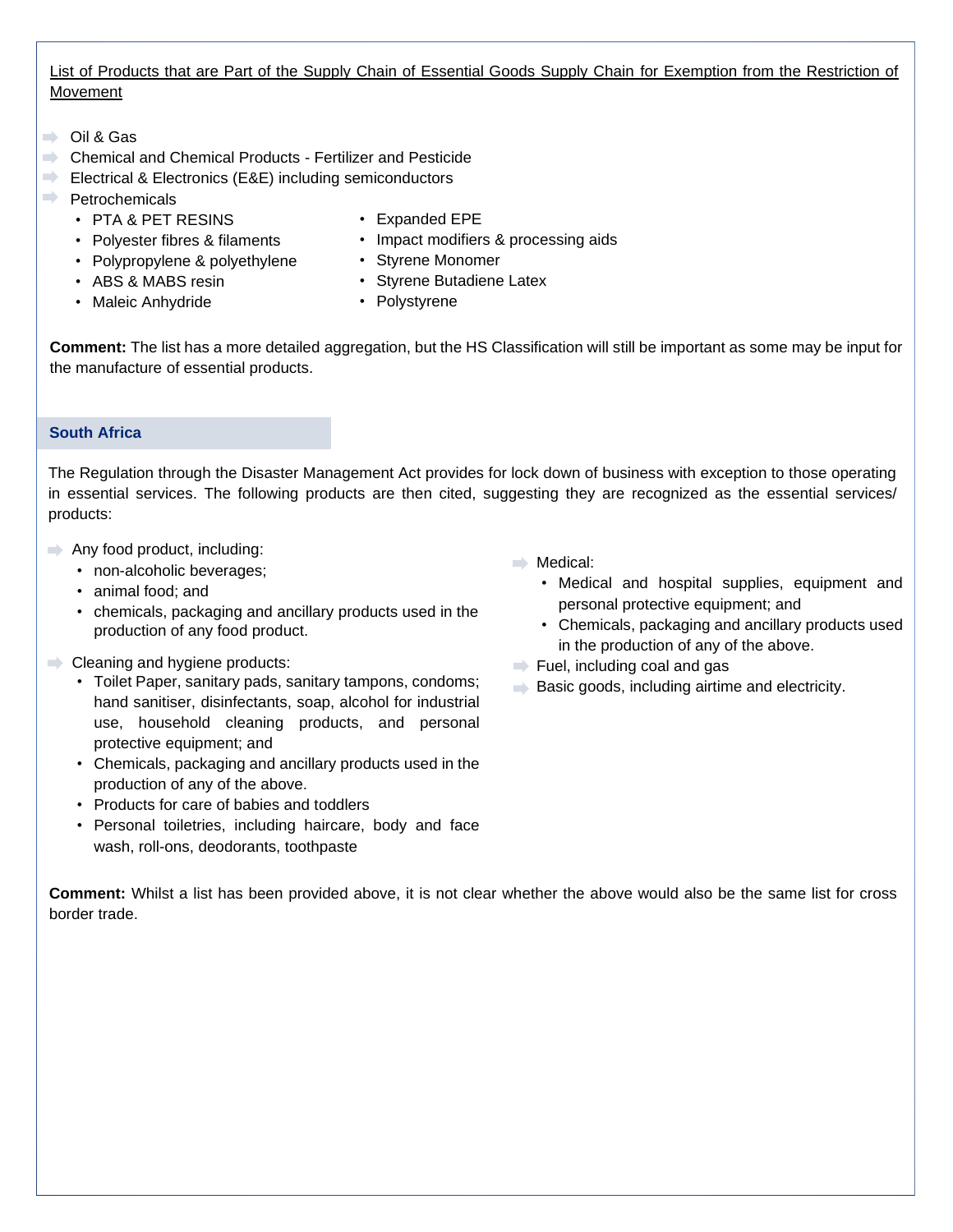<u>List of Products that are Part of the Supply Chain of Essential Goods Supply Chain for Exemption from the Restriction of Movement</u>

- Oil & Gas
- Chemical and Chemical Products - Fertilizer and Pesticide
- Electrical & Electronics (E&E) including semiconductors
- Petrochemicals
  - PTA & PET RESINS
  - Polyester fibres & filaments
  - Polypropylene & polyethylene
  - ABS & MABS resin
  - Maleic Anhydride
  - Expanded EPE
  - Impact modifiers & processing aids
  - Styrene Monomer
  - Styrene Butadiene Latex
  - Polystyrene

**Comment:** The list has a more detailed aggregation, but the HS Classification will still be important as some may be input for the manufacture of essential products.

### South Africa

The Regulation through the Disaster Management Act provides for lock down of business with exception to those operating in essential services. The following products are then cited, suggesting they are recognized as the essential services/ products:

- Any food product, including:
  - non-alcoholic beverages;
  - animal food; and
  - chemicals, packaging and ancillary products used in the production of any food product.
- Cleaning and hygiene products:
  - Toilet Paper, sanitary pads, sanitary tampons, condoms; hand sanitiser, disinfectants, soap, alcohol for industrial use, household cleaning products, and personal protective equipment; and
  - Chemicals, packaging and ancillary products used in the production of any of the above.
  - Products for care of babies and toddlers
  - Personal toiletries, including haircare, body and face wash, roll-ons, deodorants, toothpaste
- Medical:
  - Medical and hospital supplies, equipment and personal protective equipment; and
  - Chemicals, packaging and ancillary products used in the production of any of the above.
- Fuel, including coal and gas
- Basic goods, including airtime and electricity.

**Comment:** Whilst a list has been provided above, it is not clear whether the above would also be the same list for cross border trade.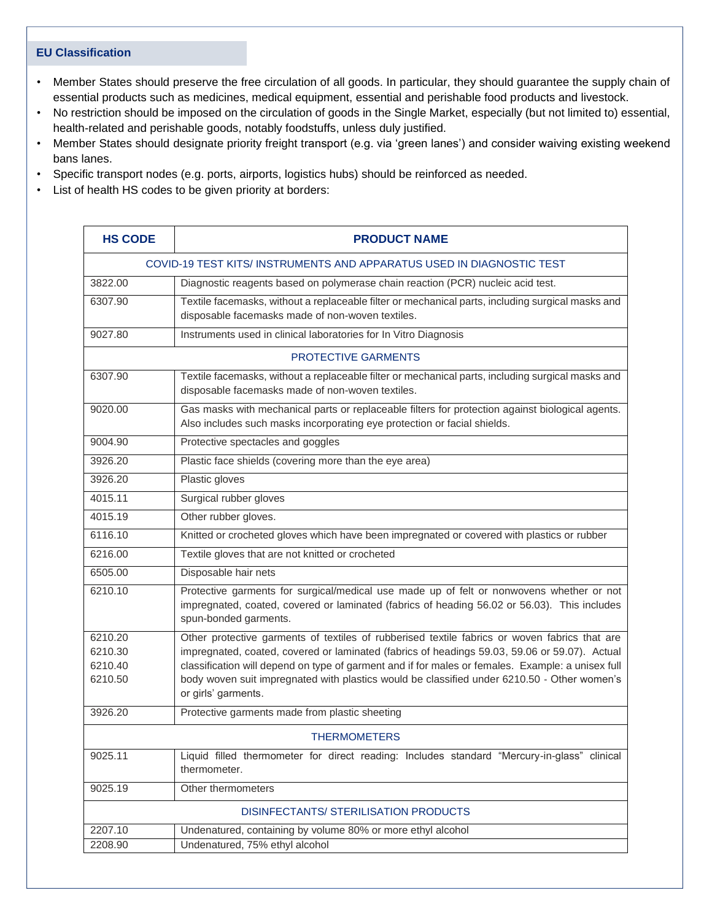## EU Classification

- Member States should preserve the free circulation of all goods. In particular, they should guarantee the supply chain of essential products such as medicines, medical equipment, essential and perishable food products and livestock.
- No restriction should be imposed on the circulation of goods in the Single Market, especially (but not limited to) essential, health-related and perishable goods, notably foodstuffs, unless duly justified.
- Member States should designate priority freight transport (e.g. via 'green lanes') and consider waiving existing weekend bans lanes.
- Specific transport nodes (e.g. ports, airports, logistics hubs) should be reinforced as needed.
- List of health HS codes to be given priority at borders:

| HS CODE | PRODUCT NAME |
|---|---|
| COVID-19 TEST KITS/ INSTRUMENTS AND APPARATUS USED IN DIAGNOSTIC TEST | |
| 3822.00 | Diagnostic reagents based on polymerase chain reaction (PCR) nucleic acid test. |
| 6307.90 | Textile facemasks, without a replaceable filter or mechanical parts, including surgical masks and disposable facemasks made of non-woven textiles. |
| 9027.80 | Instruments used in clinical laboratories for In Vitro Diagnosis |
| PROTECTIVE GARMENTS | |
| 6307.90 | Textile facemasks, without a replaceable filter or mechanical parts, including surgical masks and disposable facemasks made of non-woven textiles. |
| 9020.00 | Gas masks with mechanical parts or replaceable filters for protection against biological agents. Also includes such masks incorporating eye protection or facial shields. |
| 9004.90 | Protective spectacles and goggles |
| 3926.20 | Plastic face shields (covering more than the eye area) |
| 3926.20 | Plastic gloves |
| 4015.11 | Surgical rubber gloves |
| 4015.19 | Other rubber gloves. |
| 6116.10 | Knitted or crocheted gloves which have been impregnated or covered with plastics or rubber |
| 6216.00 | Textile gloves that are not knitted or crocheted |
| 6505.00 | Disposable hair nets |
| 6210.10 | Protective garments for surgical/medical use made up of felt or nonwovens whether or not impregnated, coated, covered or laminated (fabrics of heading 56.02 or 56.03). This includes spun-bonded garments. |
| 6210.20<br>6210.30<br>6210.40<br>6210.50 | Other protective garments of textiles of rubberised textile fabrics or woven fabrics that are impregnated, coated, covered or laminated (fabrics of headings 59.03, 59.06 or 59.07). Actual classification will depend on type of garment and if for males or females. Example: a unisex full body woven suit impregnated with plastics would be classified under 6210.50 - Other women's or girls' garments. |
| 3926.20 | Protective garments made from plastic sheeting |
| THERMOMETERS | |
| 9025.11 | Liquid filled thermometer for direct reading: Includes standard "Mercury-in-glass" clinical thermometer. |
| 9025.19 | Other thermometers |
| DISINFECTANTS/ STERILISATION PRODUCTS | |
| 2207.10 | Undenatured, containing by volume 80% or more ethyl alcohol |
| 2208.90 | Undenatured, 75% ethyl alcohol |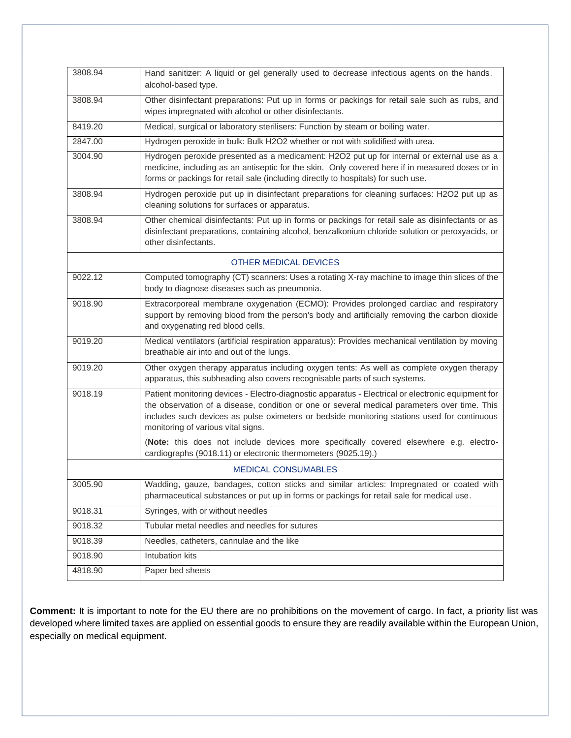| | |
|---|---|
| 3808.94 | Hand sanitizer: A liquid or gel generally used to decrease infectious agents on the hands, alcohol-based type. |
| 3808.94 | Other disinfectant preparations: Put up in forms or packings for retail sale such as rubs, and wipes impregnated with alcohol or other disinfectants. |
| 8419.20 | Medical, surgical or laboratory sterilisers: Function by steam or boiling water. |
| 2847.00 | Hydrogen peroxide in bulk: Bulk $H_2O_2$ whether or not with solidified with urea. |
| 3004.90 | Hydrogen peroxide presented as a medicament: $H_2O_2$ put up for internal or external use as a medicine, including as an antiseptic for the skin. Only covered here if in measured doses or in forms or packings for retail sale (including directly to hospitals) for such use. |
| 3808.94 | Hydrogen peroxide put up in disinfectant preparations for cleaning surfaces: $H_2O_2$ put up as cleaning solutions for surfaces or apparatus. |
| 3808.94 | Other chemical disinfectants: Put up in forms or packings for retail sale as disinfectants or as disinfectant preparations, containing alcohol, benzalkonium chloride solution or peroxyacids, or other disinfectants. |
| **OTHER MEDICAL DEVICES** | |
| 9022.12 | Computed tomography (CT) scanners: Uses a rotating X-ray machine to image thin slices of the body to diagnose diseases such as pneumonia. |
| 9018.90 | Extracorporeal membrane oxygenation (ECMO): Provides prolonged cardiac and respiratory support by removing blood from the person's body and artificially removing the carbon dioxide and oxygenating red blood cells. |
| 9019.20 | Medical ventilators (artificial respiration apparatus): Provides mechanical ventilation by moving breathable air into and out of the lungs. |
| 9019.20 | Other oxygen therapy apparatus including oxygen tents: As well as complete oxygen therapy apparatus, this subheading also covers recognisable parts of such systems. |
| 9018.19 | Patient monitoring devices - Electro-diagnostic apparatus - Electrical or electronic equipment for the observation of a disease, condition or one or several medical parameters over time. This includes such devices as pulse oximeters or bedside monitoring stations used for continuous monitoring of various vital signs. (**Note:** this does not include devices more specifically covered elsewhere e.g. electro-cardiographs (9018.11) or electronic thermometers (9025.19).) |
| **MEDICAL CONSUMABLES** | |
| 3005.90 | Wadding, gauze, bandages, cotton sticks and similar articles: Impregnated or coated with pharmaceutical substances or put up in forms or packings for retail sale for medical use. |
| 9018.31 | Syringes, with or without needles |
| 9018.32 | Tubular metal needles and needles for sutures |
| 9018.39 | Needles, catheters, cannulae and the like |
| 9018.90 | Intubation kits |
| 4818.90 | Paper bed sheets |

**Comment:** It is important to note for the EU there are no prohibitions on the movement of cargo. In fact, a priority list was developed where limited taxes are applied on essential goods to ensure they are readily available within the European Union, especially on medical equipment.